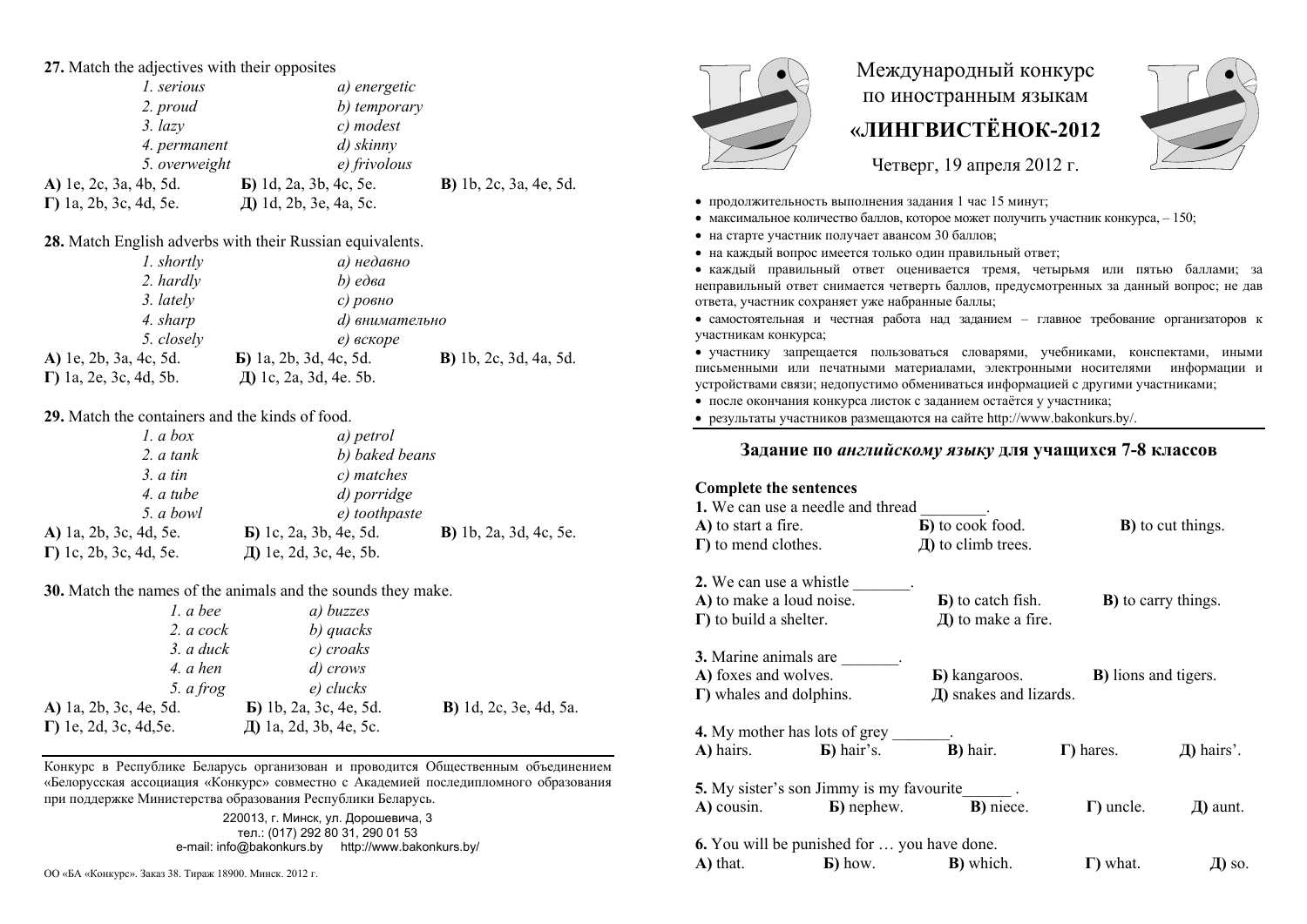**27.** Match the adjectives with their opposites

| | |
|---|---|
| *1. serious* | *a) energetic* |
| *2. proud* | *b) temporary* |
| *3. lazy* | *c) modest* |
| *4. permanent* | *d) skinny* |
| *5. overweight* | *e) frivolous* |

**А)** 1e, 2c, 3a, 4b, 5d. **Б)** 1d, 2a, 3b, 4c, 5e. **В)** 1b, 2c, 3a, 4e, 5d.
**Г)** 1a, 2b, 3c, 4d, 5e. **Д)** 1d, 2b, 3e, 4a, 5c.

**28.** Match English adverbs with their Russian equivalents.

| | |
|---|---|
| *1. shortly* | *a) недавно* |
| *2. hardly* | *b) едва* |
| *3. lately* | *c) ровно* |
| *4. sharp* | *d) внимательно* |
| *5. closely* | *e) вскоре* |

**А)** 1e, 2b, 3a, 4c, 5d. **Б)** 1a, 2b, 3d, 4c, 5d. **В)** 1b, 2c, 3d, 4a, 5d.
**Г)** 1a, 2e, 3c, 4d, 5b. **Д)** 1c, 2a, 3d, 4e. 5b.

**29.** Match the containers and the kinds of food.

| | |
|---|---|
| *1. a box* | *a) petrol* |
| *2. a tank* | *b) baked beans* |
| *3. a tin* | *c) matches* |
| *4. a tube* | *d) porridge* |
| *5. a bowl* | *e) toothpaste* |

**А)** 1a, 2b, 3c, 4d, 5e. **Б)** 1c, 2a, 3b, 4e, 5d. **В)** 1b, 2a, 3d, 4c, 5e.
**Г)** 1c, 2b, 3c, 4d, 5e. **Д)** 1e, 2d, 3c, 4e, 5b.

**30.** Match the names of the animals and the sounds they make.

| | |
|---|---|
| *1. a bee* | *a) buzzes* |
| *2. a cock* | *b) quacks* |
| *3. a duck* | *c) croaks* |
| *4. a hen* | *d) crows* |
| *5. a frog* | *e) clucks* |

**А)** 1a, 2b, 3c, 4e, 5d. **Б)** 1b, 2a, 3c, 4e, 5d. **В)** 1d, 2c, 3e, 4d, 5a.
**Г)** 1e, 2d, 3c, 4d,5e. **Д)** 1a, 2d, 3b, 4e, 5c.

---

Конкурс в Республике Беларусь организован и проводится Общественным объединением «Белорусская ассоциация «Конкурс» совместно с Академией последипломного образования при поддержке Министерства образования Республики Беларусь.

220013, г. Минск, ул. Дорошевича, 3
тел.: (017) 292 80 31, 290 01 53
e-mail: info@bakonkurs.by http://www.bakonkurs.by/

ОО «БА «Конкурс». Заказ 38. Тираж 18900. Минск. 2012 г.

# Международный конкурс по иностранным языкам «ЛИНГВИСТЁНОК-2012

Четверг, 19 апреля 2012 г.

- продолжительность выполнения задания 1 час 15 минут;
- максимальное количество баллов, которое может получить участник конкурса, – 150;
- на старте участник получает авансом 30 баллов;
- на каждый вопрос имеется только один правильный ответ;
- каждый правильный ответ оценивается тремя, четырьмя или пятью баллами; за неправильный ответ снимается четверть баллов, предусмотренных за данный вопрос; не дав ответа, участник сохраняет уже набранные баллы;
- самостоятельная и честная работа над заданием – главное требование организаторов к участникам конкурса;
- участнику запрещается пользоваться словарями, учебниками, конспектами, иными письменными или печатными материалами, электронными носителями информации и устройствами связи; недопустимо обмениваться информацией с другими участниками;
- после окончания конкурса листок с заданием остаётся у участника;
- результаты участников размещаются на сайте http://www.bakonkurs.by/.

---

## Задание по *английскому языку* для учащихся 7-8 классов

**Complete the sentences**

**1.** We can use a needle and thread ________.
**А)** to start a fire. **Б)** to cook food. **В)** to cut things.
**Г)** to mend clothes. **Д)** to climb trees.

**2.** We can use a whistle _______.
**А)** to make a loud noise. **Б)** to catch fish. **В)** to carry things.
**Г)** to build a shelter. **Д)** to make a fire.

**3.** Marine animals are _______.
**А)** foxes and wolves. **Б)** kangaroos. **В)** lions and tigers.
**Г)** whales and dolphins. **Д)** snakes and lizards.

**4.** My mother has lots of grey _______.
**А)** hairs. **Б)** hair's. **В)** hair. **Г)** hares. **Д)** hairs'.

**5.** My sister's son Jimmy is my favourite______ .
**А)** cousin. **Б)** nephew. **В)** niece. **Г)** uncle. **Д)** aunt.

**6.** You will be punished for … you have done.
**А)** that. **Б)** how. **В)** which. **Г)** what. **Д)** so.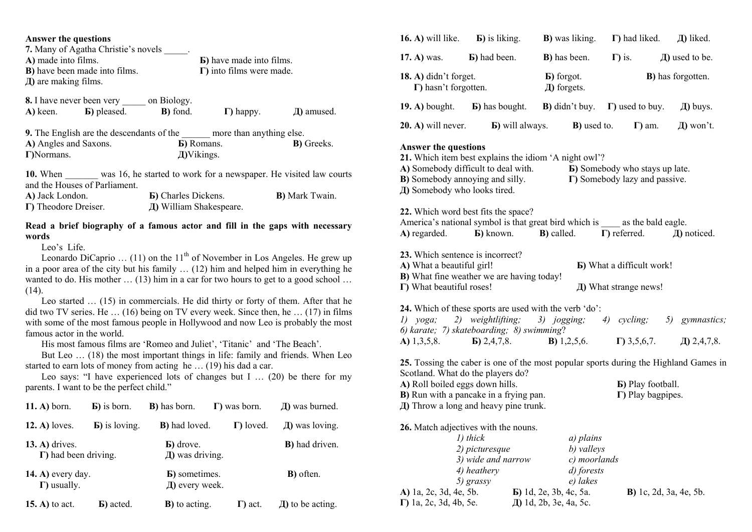**Answer the questions**

**7.** Many of Agatha Christie's novels _____.

**А)** made into films. **Б)** have made into films.
**В)** have been made into films. **Г)** into films were made.
**Д)** are making films.

**8.** I have never been very _____ on Biology.

**А)** keen. **Б)** pleased. **В)** fond. **Г)** happy. **Д)** amused.

**9.** The English are the descendants of the ______ more than anything else.

**А)** Angles and Saxons. **Б)** Romans. **В)** Greeks.
**Г)**Normans. **Д)**Vikings.

**10.** When _______ was 16, he started to work for a newspaper. He visited law courts and the Houses of Parliament.

**А)** Jack London. **Б)** Charles Dickens. **В)** Mark Twain.
**Г)** Theodore Dreiser. **Д)** William Shakespeare.

**Read a brief biography of a famous actor and fill in the gaps with necessary words**

Leo's Life.

Leonardo DiCaprio … (11) on the 11th of November in Los Angeles. He grew up in a poor area of the city but his family … (12) him and helped him in everything he wanted to do. His mother … (13) him in a car for two hours to get to a good school … (14).

Leo started … (15) in commercials. He did thirty or forty of them. After that he did two TV series. He … (16) being on TV every week. Since then, he … (17) in films with some of the most famous people in Hollywood and now Leo is probably the most famous actor in the world.

His most famous films are 'Romeo and Juliet', 'Titanic' and 'The Beach'.

But Leo … (18) the most important things in life: family and friends. When Leo started to earn lots of money from acting he … (19) his dad a car.

Leo says: "I have experienced lots of changes but I … (20) be there for my parents. I want to be the perfect child."

**11. А)** born. **Б)** is born. **В)** has born. **Г)** was born. **Д)** was burned.

**12. А)** loves. **Б)** is loving. **В)** had loved. **Г)** loved. **Д)** was loving.

**13. А)** drives. **Б)** drove. **В)** had driven.
**Г)** had been driving. **Д)** was driving.

**14. А)** every day. **Б)** sometimes. **В)** often.
**Г)** usually. **Д)** every week.

**15. А)** to act. **Б)** acted. **В)** to acting. **Г)** act. **Д)** to be acting.

**16. А)** will like. **Б)** is liking. **В)** was liking. **Г)** had liked. **Д)** liked.

**17. А)** was. **Б)** had been. **В)** has been. **Г)** is. **Д)** used to be.

**18. А)** didn't forget. **Б)** forgot. **В)** has forgotten.
**Г)** hasn't forgotten. **Д)** forgets.

**19. А)** bought. **Б)** has bought. **В)** didn't buy. **Г)** used to buy. **Д)** buys.

**20. А)** will never. **Б)** will always. **В)** used to. **Г)** am. **Д)** won't.

**Answer the questions**

**21.** Which item best explains the idiom 'A night owl'?

**А)** Somebody difficult to deal with. **Б)** Somebody who stays up late.
**В)** Somebody annoying and silly. **Г)** Somebody lazy and passive.
**Д)** Somebody who looks tired.

**22.** Which word best fits the space?

America's national symbol is that great bird which is ____ as the bald eagle.

**А)** regarded. **Б)** known. **В)** called. **Г)** referred. **Д)** noticed.

**23.** Which sentence is incorrect?

**А)** What a beautiful girl! **Б)** What a difficult work!
**В)** What fine weather we are having today!
**Г)** What beautiful roses! **Д)** What strange news!

**24.** Which of these sports are used with the verb 'do':

*1) yoga; 2) weightlifting; 3) jogging; 4) cycling; 5) gymnastics; 6) karate; 7) skateboarding; 8) swimming*?

**А)** 1,3,5,8. **Б)** 2,4,7,8. **В)** 1,2,5,6. **Г)** 3,5,6,7. **Д)** 2,4,7,8.

**25.** Tossing the caber is one of the most popular sports during the Highland Games in Scotland. What do the players do?

**А)** Roll boiled eggs down hills. **Б)** Play football.
**В)** Run with a pancake in a frying pan. **Г)** Play bagpipes.
**Д)** Throw a long and heavy pine trunk.

**26.** Match adjectives with the nouns.

| | |
|---|---|
| *1) thick* | *a) plains* |
| *2) picturesque* | *b) valleys* |
| *3) wide and narrow* | *c) moorlands* |
| *4) heathery* | *d) forests* |
| *5) grassy* | *e) lakes* |

**А)** 1a, 2c, 3d, 4e, 5b. **Б)** 1d, 2e, 3b, 4c, 5a. **В)** 1c, 2d, 3a, 4e, 5b.
**Г)** 1a, 2c, 3d, 4b, 5e. **Д)** 1d, 2b, 3e, 4a, 5c.